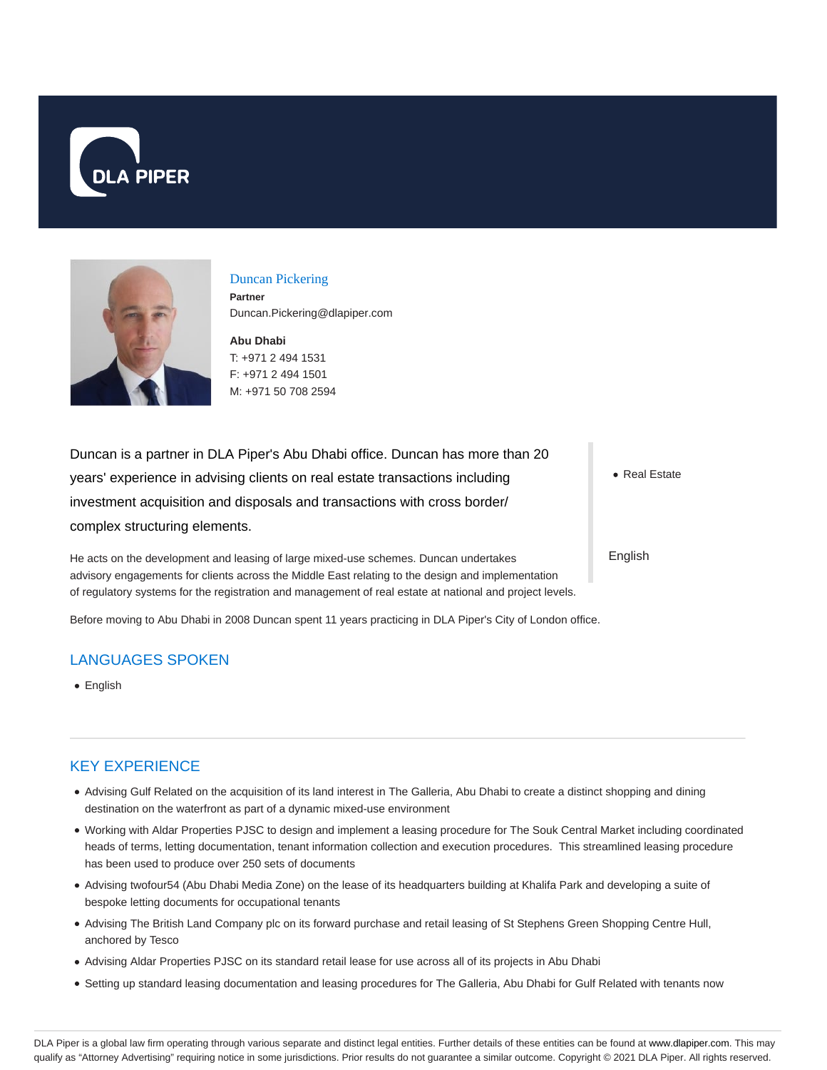# Duncan Pickering

**Partner**

Duncan.Pickering@dlapiper.com

**Abu Dhabi**

T: +971 2 494 1531

F: +971 2 494 1501

M: +971 50 708 2594

Duncan is a partner in DLA Piper's Abu Dhabi office. Duncan has more than 20 years' experience in advising clients on real estate transactions including investment acquisition and disposals and transactions with cross border/ complex structuring elements.

He acts on the development and leasing of large mixed-use schemes. Duncan undertakes advisory engagements for clients across the Middle East relating to the design and implementation of regulatory systems for the registration and management of real estate at national and project levels.

Before moving to Abu Dhabi in 2008 Duncan spent 11 years practicing in DLA Piper's City of London office.

- Real Estate

English

## LANGUAGES SPOKEN

- English

## KEY EXPERIENCE

- Advising Gulf Related on the acquisition of its land interest in The Galleria, Abu Dhabi to create a distinct shopping and dining destination on the waterfront as part of a dynamic mixed-use environment
- Working with Aldar Properties PJSC to design and implement a leasing procedure for The Souk Central Market including coordinated heads of terms, letting documentation, tenant information collection and execution procedures. This streamlined leasing procedure has been used to produce over 250 sets of documents
- Advising twofour54 (Abu Dhabi Media Zone) on the lease of its headquarters building at Khalifa Park and developing a suite of bespoke letting documents for occupational tenants
- Advising The British Land Company plc on its forward purchase and retail leasing of St Stephens Green Shopping Centre Hull, anchored by Tesco
- Advising Aldar Properties PJSC on its standard retail lease for use across all of its projects in Abu Dhabi
- Setting up standard leasing documentation and leasing procedures for The Galleria, Abu Dhabi for Gulf Related with tenants now

DLA Piper is a global law firm operating through various separate and distinct legal entities. Further details of these entities can be found at www.dlapiper.com. This may qualify as "Attorney Advertising" requiring notice in some jurisdictions. Prior results do not guarantee a similar outcome. Copyright © 2021 DLA Piper. All rights reserved.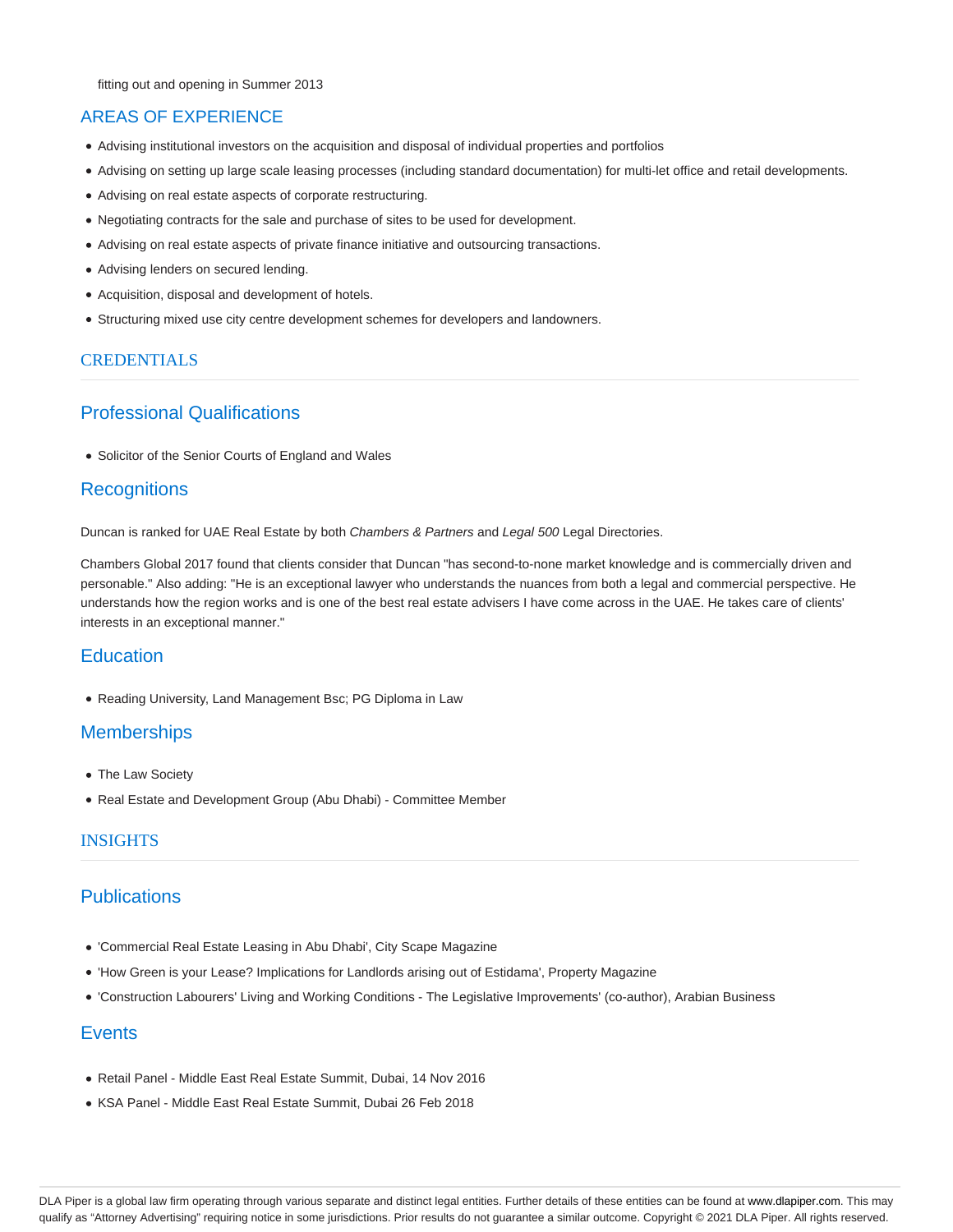fitting out and opening in Summer 2013

## AREAS OF EXPERIENCE

- Advising institutional investors on the acquisition and disposal of individual properties and portfolios
- Advising on setting up large scale leasing processes (including standard documentation) for multi-let office and retail developments.
- Advising on real estate aspects of corporate restructuring.
- Negotiating contracts for the sale and purchase of sites to be used for development.
- Advising on real estate aspects of private finance initiative and outsourcing transactions.
- Advising lenders on secured lending.
- Acquisition, disposal and development of hotels.
- Structuring mixed use city centre development schemes for developers and landowners.

## CREDENTIALS

### Professional Qualifications

- Solicitor of the Senior Courts of England and Wales

### Recognitions

Duncan is ranked for UAE Real Estate by both *Chambers & Partners* and *Legal 500* Legal Directories.

Chambers Global 2017 found that clients consider that Duncan "has second-to-none market knowledge and is commercially driven and personable." Also adding: "He is an exceptional lawyer who understands the nuances from both a legal and commercial perspective. He understands how the region works and is one of the best real estate advisers I have come across in the UAE. He takes care of clients' interests in an exceptional manner."

### Education

- Reading University, Land Management Bsc; PG Diploma in Law

### Memberships

- The Law Society
- Real Estate and Development Group (Abu Dhabi) - Committee Member

## INSIGHTS

### Publications

- 'Commercial Real Estate Leasing in Abu Dhabi', City Scape Magazine
- 'How Green is your Lease? Implications for Landlords arising out of Estidama', Property Magazine
- 'Construction Labourers' Living and Working Conditions - The Legislative Improvements' (co-author), Arabian Business

### Events

- Retail Panel - Middle East Real Estate Summit, Dubai, 14 Nov 2016
- KSA Panel - Middle East Real Estate Summit, Dubai 26 Feb 2018

DLA Piper is a global law firm operating through various separate and distinct legal entities. Further details of these entities can be found at www.dlapiper.com. This may qualify as "Attorney Advertising" requiring notice in some jurisdictions. Prior results do not guarantee a similar outcome. Copyright © 2021 DLA Piper. All rights reserved.